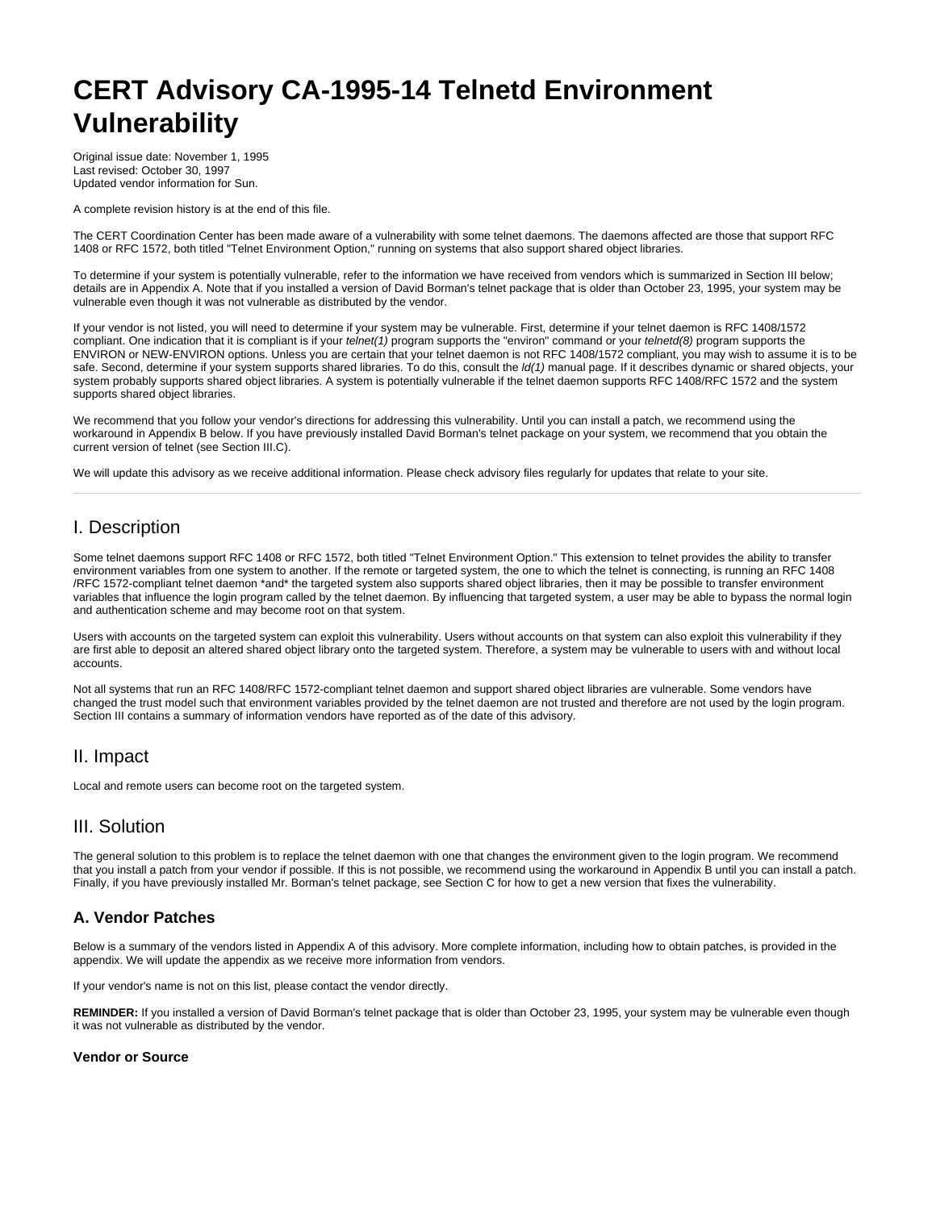# CERT Advisory CA-1995-14 Telnetd Environment Vulnerability

Original issue date: November 1, 1995
Last revised: October 30, 1997
Updated vendor information for Sun.

A complete revision history is at the end of this file.

The CERT Coordination Center has been made aware of a vulnerability with some telnet daemons. The daemons affected are those that support RFC 1408 or RFC 1572, both titled "Telnet Environment Option," running on systems that also support shared object libraries.

To determine if your system is potentially vulnerable, refer to the information we have received from vendors which is summarized in Section III below; details are in Appendix A. Note that if you installed a version of David Borman's telnet package that is older than October 23, 1995, your system may be vulnerable even though it was not vulnerable as distributed by the vendor.

If your vendor is not listed, you will need to determine if your system may be vulnerable. First, determine if your telnet daemon is RFC 1408/1572 compliant. One indication that it is compliant is if your *telnet(1)* program supports the "environ" command or your *telnetd(8)* program supports the ENVIRON or NEW-ENVIRON options. Unless you are certain that your telnet daemon is not RFC 1408/1572 compliant, you may wish to assume it is to be safe. Second, determine if your system supports shared libraries. To do this, consult the *ld(1)* manual page. If it describes dynamic or shared objects, your system probably supports shared object libraries. A system is potentially vulnerable if the telnet daemon supports RFC 1408/RFC 1572 and the system supports shared object libraries.

We recommend that you follow your vendor's directions for addressing this vulnerability. Until you can install a patch, we recommend using the workaround in Appendix B below. If you have previously installed David Borman's telnet package on your system, we recommend that you obtain the current version of telnet (see Section III.C).

We will update this advisory as we receive additional information. Please check advisory files regularly for updates that relate to your site.

---

## I. Description

Some telnet daemons support RFC 1408 or RFC 1572, both titled "Telnet Environment Option." This extension to telnet provides the ability to transfer environment variables from one system to another. If the remote or targeted system, the one to which the telnet is connecting, is running an RFC 1408 /RFC 1572-compliant telnet daemon *and* the targeted system also supports shared object libraries, then it may be possible to transfer environment variables that influence the login program called by the telnet daemon. By influencing that targeted system, a user may be able to bypass the normal login and authentication scheme and may become root on that system.

Users with accounts on the targeted system can exploit this vulnerability. Users without accounts on that system can also exploit this vulnerability if they are first able to deposit an altered shared object library onto the targeted system. Therefore, a system may be vulnerable to users with and without local accounts.

Not all systems that run an RFC 1408/RFC 1572-compliant telnet daemon and support shared object libraries are vulnerable. Some vendors have changed the trust model such that environment variables provided by the telnet daemon are not trusted and therefore are not used by the login program. Section III contains a summary of information vendors have reported as of the date of this advisory.

## II. Impact

Local and remote users can become root on the targeted system.

## III. Solution

The general solution to this problem is to replace the telnet daemon with one that changes the environment given to the login program. We recommend that you install a patch from your vendor if possible. If this is not possible, we recommend using the workaround in Appendix B until you can install a patch. Finally, if you have previously installed Mr. Borman's telnet package, see Section C for how to get a new version that fixes the vulnerability.

### A. Vendor Patches

Below is a summary of the vendors listed in Appendix A of this advisory. More complete information, including how to obtain patches, is provided in the appendix. We will update the appendix as we receive more information from vendors.

If your vendor's name is not on this list, please contact the vendor directly.

**REMINDER:** If you installed a version of David Borman's telnet package that is older than October 23, 1995, your system may be vulnerable even though it was not vulnerable as distributed by the vendor.

#### Vendor or Source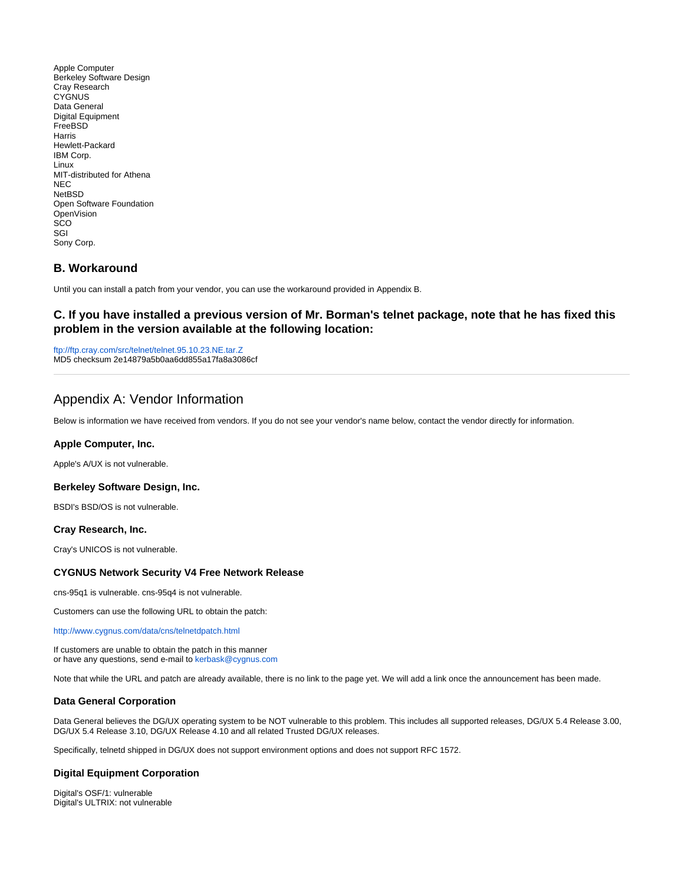Apple Computer
Berkeley Software Design
Cray Research
CYGNUS
Data General
Digital Equipment
FreeBSD
Harris
Hewlett-Packard
IBM Corp.
Linux
MIT-distributed for Athena
NEC
NetBSD
Open Software Foundation
OpenVision
SCO
SGI
Sony Corp.

### B. Workaround

Until you can install a patch from your vendor, you can use the workaround provided in Appendix B.

### C. If you have installed a previous version of Mr. Borman's telnet package, note that he has fixed this problem in the version available at the following location:

ftp://ftp.cray.com/src/telnet/telnet.95.10.23.NE.tar.Z
MD5 checksum 2e14879a5b0aa6dd855a17fa8a3086cf

---

## Appendix A: Vendor Information

Below is information we have received from vendors. If you do not see your vendor's name below, contact the vendor directly for information.

#### Apple Computer, Inc.

Apple's A/UX is not vulnerable.

#### Berkeley Software Design, Inc.

BSDI's BSD/OS is not vulnerable.

#### Cray Research, Inc.

Cray's UNICOS is not vulnerable.

#### CYGNUS Network Security V4 Free Network Release

cns-95q1 is vulnerable. cns-95q4 is not vulnerable.

Customers can use the following URL to obtain the patch:

http://www.cygnus.com/data/cns/telnetdpatch.html

If customers are unable to obtain the patch in this manner
or have any questions, send e-mail to kerbask@cygnus.com

Note that while the URL and patch are already available, there is no link to the page yet. We will add a link once the announcement has been made.

#### Data General Corporation

Data General believes the DG/UX operating system to be NOT vulnerable to this problem. This includes all supported releases, DG/UX 5.4 Release 3.00, DG/UX 5.4 Release 3.10, DG/UX Release 4.10 and all related Trusted DG/UX releases.

Specifically, telnetd shipped in DG/UX does not support environment options and does not support RFC 1572.

#### Digital Equipment Corporation

Digital's OSF/1: vulnerable
Digital's ULTRIX: not vulnerable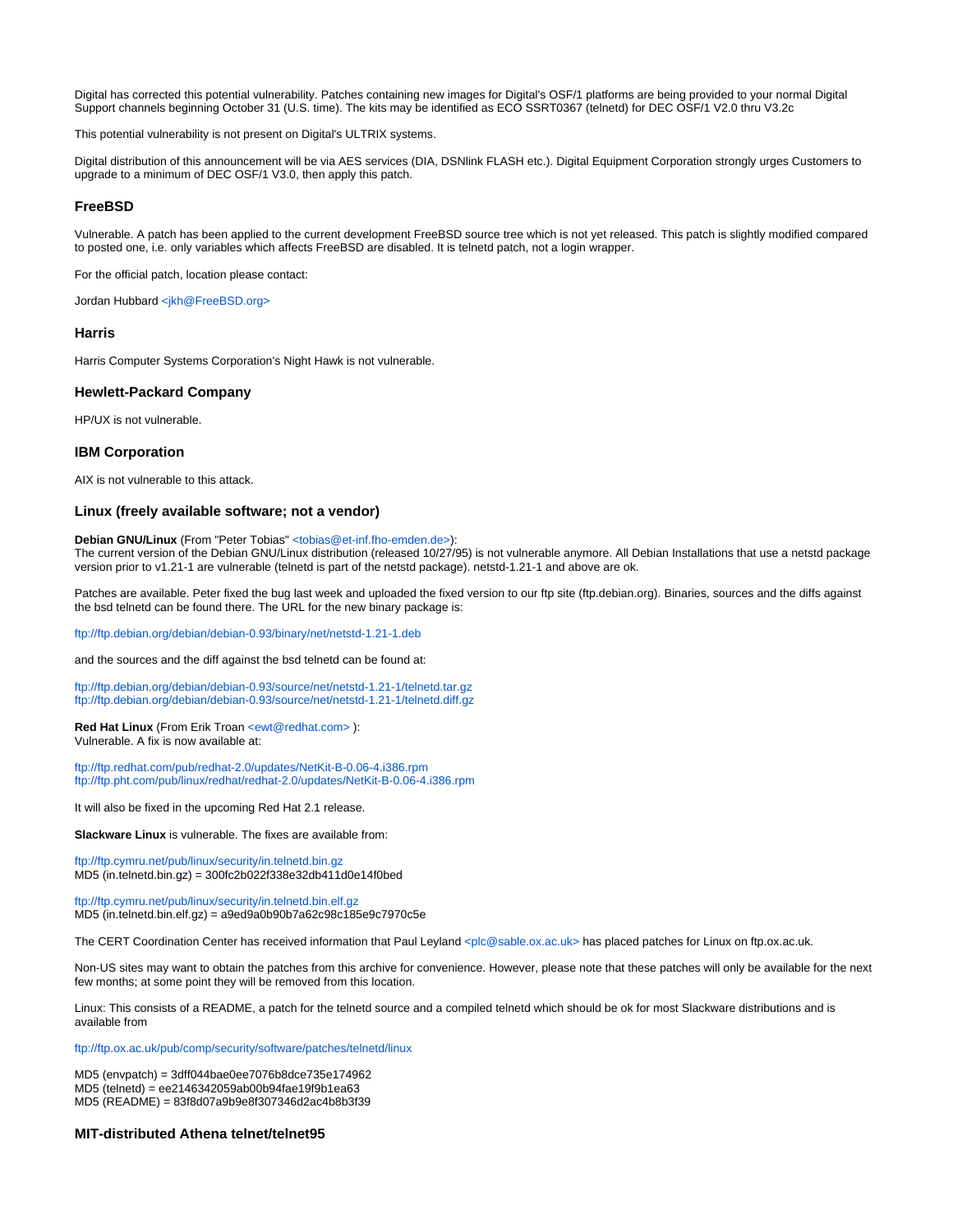Digital has corrected this potential vulnerability. Patches containing new images for Digital's OSF/1 platforms are being provided to your normal Digital Support channels beginning October 31 (U.S. time). The kits may be identified as ECO SSRT0367 (telnetd) for DEC OSF/1 V2.0 thru V3.2c

This potential vulnerability is not present on Digital's ULTRIX systems.

Digital distribution of this announcement will be via AES services (DIA, DSNlink FLASH etc.). Digital Equipment Corporation strongly urges Customers to upgrade to a minimum of DEC OSF/1 V3.0, then apply this patch.

### FreeBSD

Vulnerable. A patch has been applied to the current development FreeBSD source tree which is not yet released. This patch is slightly modified compared to posted one, i.e. only variables which affects FreeBSD are disabled. It is telnetd patch, not a login wrapper.

For the official patch, location please contact:

Jordan Hubbard <jkh@FreeBSD.org>

### Harris

Harris Computer Systems Corporation's Night Hawk is not vulnerable.

### Hewlett-Packard Company

HP/UX is not vulnerable.

### IBM Corporation

AIX is not vulnerable to this attack.

### Linux (freely available software; not a vendor)

**Debian GNU/Linux** (From "Peter Tobias" <tobias@et-inf.fho-emden.de>):
The current version of the Debian GNU/Linux distribution (released 10/27/95) is not vulnerable anymore. All Debian Installations that use a netstd package version prior to v1.21-1 are vulnerable (telnetd is part of the netstd package). netstd-1.21-1 and above are ok.

Patches are available. Peter fixed the bug last week and uploaded the fixed version to our ftp site (ftp.debian.org). Binaries, sources and the diffs against the bsd telnetd can be found there. The URL for the new binary package is:

ftp://ftp.debian.org/debian/debian-0.93/binary/net/netstd-1.21-1.deb

and the sources and the diff against the bsd telnetd can be found at:

ftp://ftp.debian.org/debian/debian-0.93/source/net/netstd-1.21-1/telnetd.tar.gz
ftp://ftp.debian.org/debian/debian-0.93/source/net/netstd-1.21-1/telnetd.diff.gz

**Red Hat Linux** (From Erik Troan <ewt@redhat.com> ):
Vulnerable. A fix is now available at:

ftp://ftp.redhat.com/pub/redhat-2.0/updates/NetKit-B-0.06-4.i386.rpm
ftp://ftp.pht.com/pub/linux/redhat/redhat-2.0/updates/NetKit-B-0.06-4.i386.rpm

It will also be fixed in the upcoming Red Hat 2.1 release.

**Slackware Linux** is vulnerable. The fixes are available from:

ftp://ftp.cymru.net/pub/linux/security/in.telnetd.bin.gz
MD5 (in.telnetd.bin.gz) = 300fc2b022f338e32db411d0e14f0bed

ftp://ftp.cymru.net/pub/linux/security/in.telnetd.bin.elf.gz
MD5 (in.telnetd.bin.elf.gz) = a9ed9a0b90b7a62c98c185e9c7970c5e

The CERT Coordination Center has received information that Paul Leyland <plc@sable.ox.ac.uk> has placed patches for Linux on ftp.ox.ac.uk.

Non-US sites may want to obtain the patches from this archive for convenience. However, please note that these patches will only be available for the next few months; at some point they will be removed from this location.

Linux: This consists of a README, a patch for the telnetd source and a compiled telnetd which should be ok for most Slackware distributions and is available from

ftp://ftp.ox.ac.uk/pub/comp/security/software/patches/telnetd/linux

MD5 (envpatch) = 3dff044bae0ee7076b8dce735e174962
MD5 (telnetd) = ee2146342059ab00b94fae19f9b1ea63
MD5 (README) = 83f8d07a9b9e8f307346d2ac4b8b3f39

### MIT-distributed Athena telnet/telnet95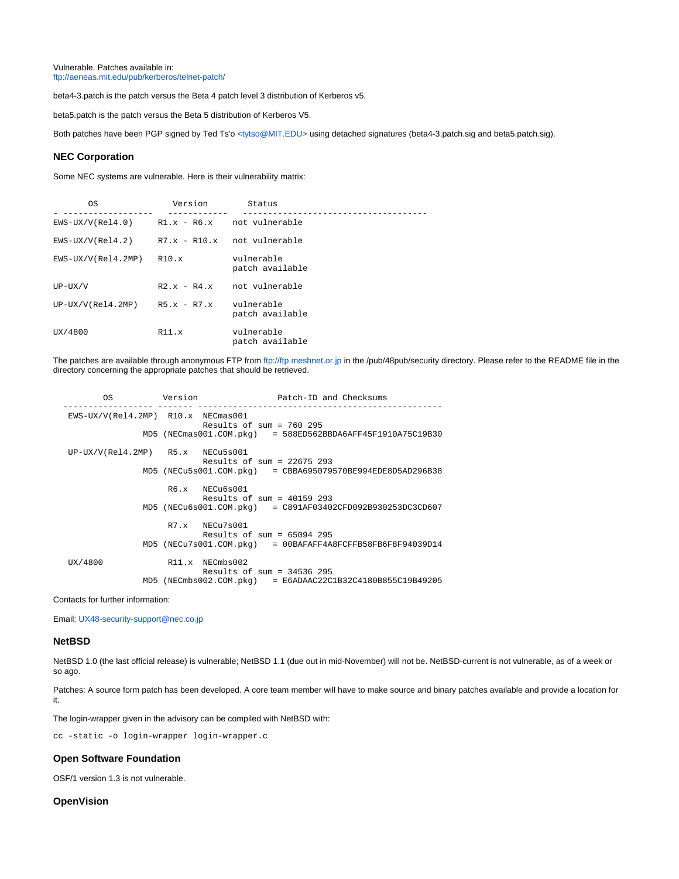Vulnerable. Patches available in:
ftp://aeneas.mit.edu/pub/kerberos/telnet-patch/

beta4-3.patch is the patch versus the Beta 4 patch level 3 distribution of Kerberos v5.

beta5.patch is the patch versus the Beta 5 distribution of Kerberos V5.

Both patches have been PGP signed by Ted Ts'o <tytso@MIT.EDU> using detached signatures (beta4-3.patch.sig and beta5.patch.sig).

### NEC Corporation

Some NEC systems are vulnerable. Here is their vulnerability matrix:

```
       OS              Version        Status
- ------------------   ------------   -------------------------------------
EWS-UX/V(Rel4.0)     R1.x - R6.x    not vulnerable

EWS-UX/V(Rel4.2)     R7.x - R10.x   not vulnerable

EWS-UX/V(Rel4.2MP)   R10.x          vulnerable
                                    patch available

UP-UX/V              R2.x - R4.x    not vulnerable

UP-UX/V(Rel4.2MP)    R5.x - R7.x    vulnerable
                                    patch available

UX/4800              R11.x          vulnerable
                                    patch available
```

The patches are available through anonymous FTP from ftp://ftp.meshnet.or.jp in the /pub/48pub/security directory. Please refer to the README file in the directory concerning the appropriate patches that should be retrieved.

```
          OS          Version                Patch-ID and Checksums
  ----------------- ------- ------------------------------------------------
   EWS-UX/V(Rel4.2MP)  R10.x  NECmas001
                              Results of sum = 760 295
                 MD5 (NECmas001.COM.pkg)   = 588ED562BBDA6AFF45F1910A75C19B30

   UP-UX/V(Rel4.2MP)   R5.x   NECu5s001
                              Results of sum = 22675 293
                 MD5 (NECu5s001.COM.pkg)   = CBBA695079570BE994EDE8D5AD296B38

                       R6.x   NECu6s001
                              Results of sum = 40159 293
                 MD5 (NECu6s001.COM.pkg)   = C891AF03402CFD092B930253DC3CD607

                       R7.x   NECu7s001
                              Results of sum = 65094 295
                 MD5 (NECu7s001.COM.pkg)   = 00BAFAFF4A8FCFFB58FB6F8F94039D14

   UX/4800             R11.x  NECmbs002
                              Results of sum = 34536 295
                 MD5 (NECmbs002.COM.pkg)   = E6ADAAC22C1B32C4180B855C19B49205
```

Contacts for further information:

Email: UX48-security-support@nec.co.jp

### NetBSD

NetBSD 1.0 (the last official release) is vulnerable; NetBSD 1.1 (due out in mid-November) will not be. NetBSD-current is not vulnerable, as of a week or so ago.

Patches: A source form patch has been developed. A core team member will have to make source and binary patches available and provide a location for it.

The login-wrapper given in the advisory can be compiled with NetBSD with:

```
cc -static -o login-wrapper login-wrapper.c
```

### Open Software Foundation

OSF/1 version 1.3 is not vulnerable.

### OpenVision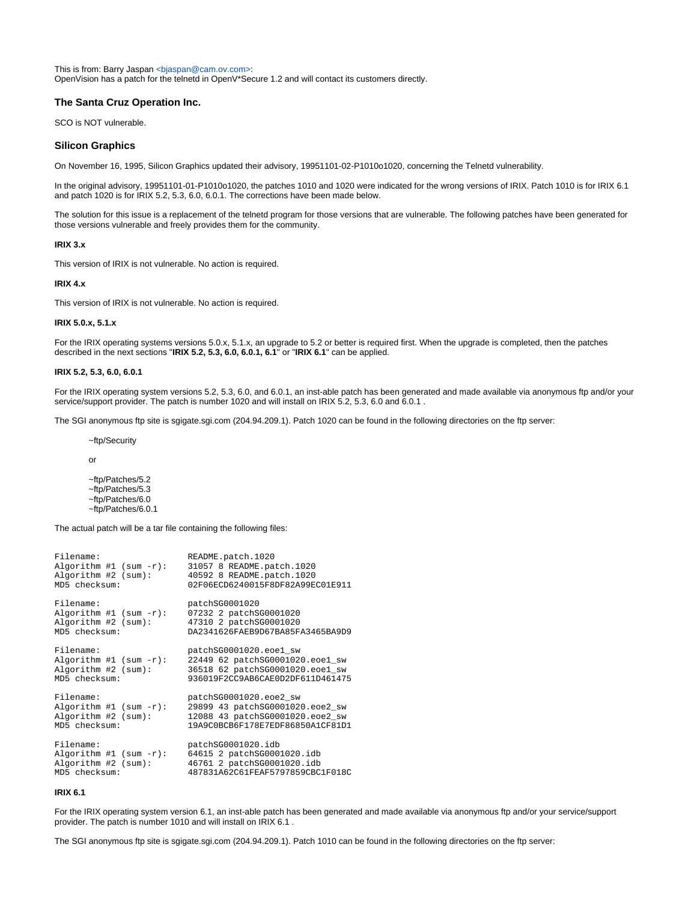This is from: Barry Jaspan <bjaspan@cam.ov.com>:
OpenVision has a patch for the telnetd in OpenV*Secure 1.2 and will contact its customers directly.

### The Santa Cruz Operation Inc.

SCO is NOT vulnerable.

### Silicon Graphics

On November 16, 1995, Silicon Graphics updated their advisory, 19951101-02-P1010o1020, concerning the Telnetd vulnerability.

In the original advisory, 19951101-01-P1010o1020, the patches 1010 and 1020 were indicated for the wrong versions of IRIX. Patch 1010 is for IRIX 6.1 and patch 1020 is for IRIX 5.2, 5.3, 6.0, 6.0.1. The corrections have been made below.

The solution for this issue is a replacement of the telnetd program for those versions that are vulnerable. The following patches have been generated for those versions vulnerable and freely provides them for the community.

#### IRIX 3.x

This version of IRIX is not vulnerable. No action is required.

#### IRIX 4.x

This version of IRIX is not vulnerable. No action is required.

#### IRIX 5.0.x, 5.1.x

For the IRIX operating systems versions 5.0.x, 5.1.x, an upgrade to 5.2 or better is required first. When the upgrade is completed, then the patches described in the next sections "**IRIX 5.2, 5.3, 6.0, 6.0.1, 6.1**" or "**IRIX 6.1**" can be applied.

#### IRIX 5.2, 5.3, 6.0, 6.0.1

For the IRIX operating system versions 5.2, 5.3, 6.0, and 6.0.1, an inst-able patch has been generated and made available via anonymous ftp and/or your service/support provider. The patch is number 1020 and will install on IRIX 5.2, 5.3, 6.0 and 6.0.1 .

The SGI anonymous ftp site is sgigate.sgi.com (204.94.209.1). Patch 1020 can be found in the following directories on the ftp server:

~ftp/Security

or

~ftp/Patches/5.2
~ftp/Patches/5.3
~ftp/Patches/6.0
~ftp/Patches/6.0.1

The actual patch will be a tar file containing the following files:

```
Filename:                README.patch.1020
Algorithm #1 (sum -r):   31057 8 README.patch.1020
Algorithm #2 (sum):      40592 8 README.patch.1020
MD5 checksum:            02F06ECD6240015F8DF82A99EC01E911

Filename:                patchSG0001020
Algorithm #1 (sum -r):   07232 2 patchSG0001020
Algorithm #2 (sum):      47310 2 patchSG0001020
MD5 checksum:            DA2341626FAEB9D67BA85FA3465BA9D9

Filename:                patchSG0001020.eoe1_sw
Algorithm #1 (sum -r):   22449 62 patchSG0001020.eoe1_sw
Algorithm #2 (sum):      36518 62 patchSG0001020.eoe1_sw
MD5 checksum:            936019F2CC9AB6CAE0D2DF611D461475

Filename:                patchSG0001020.eoe2_sw
Algorithm #1 (sum -r):   29899 43 patchSG0001020.eoe2_sw
Algorithm #2 (sum):      12088 43 patchSG0001020.eoe2_sw
MD5 checksum:            19A9C0BCB6F178E7EDF86850A1CF81D1

Filename:                patchSG0001020.idb
Algorithm #1 (sum -r):   64615 2 patchSG0001020.idb
Algorithm #2 (sum):      46761 2 patchSG0001020.idb
MD5 checksum:            487831A62C61FEAF5797859CBC1F018C
```

#### IRIX 6.1

For the IRIX operating system version 6.1, an inst-able patch has been generated and made available via anonymous ftp and/or your service/support provider. The patch is number 1010 and will install on IRIX 6.1 .

The SGI anonymous ftp site is sgigate.sgi.com (204.94.209.1). Patch 1010 can be found in the following directories on the ftp server: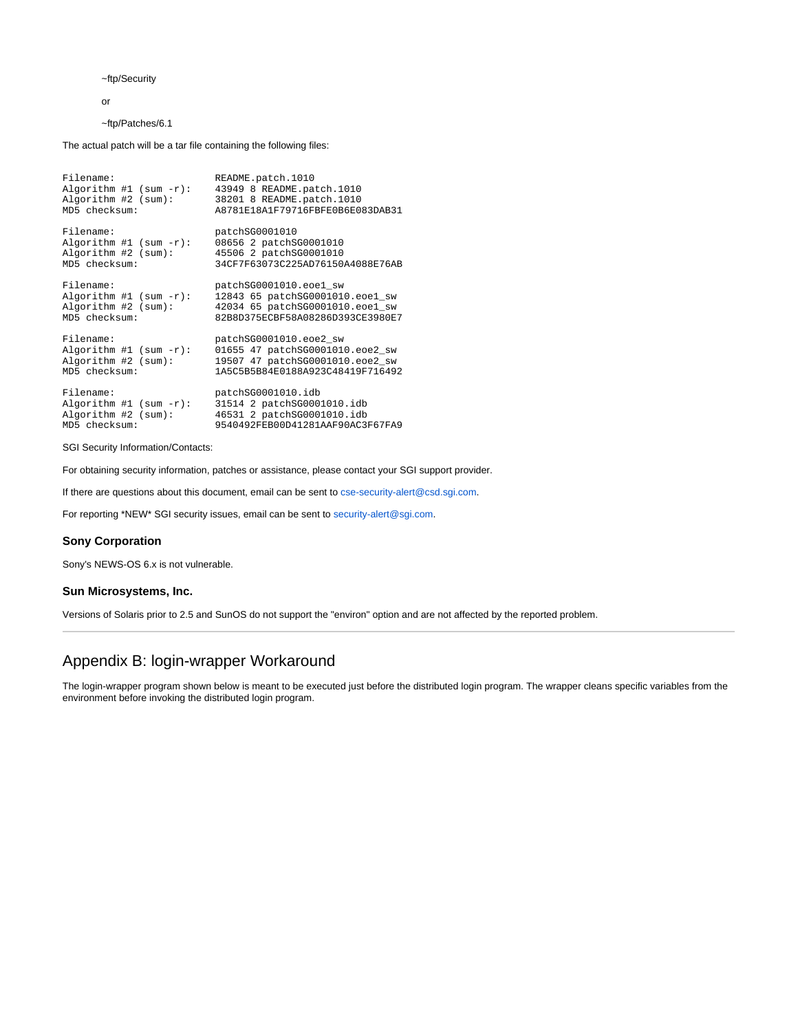~ftp/Security

or

~ftp/Patches/6.1

The actual patch will be a tar file containing the following files:

```
Filename:                 README.patch.1010
Algorithm #1 (sum -r):    43949 8 README.patch.1010
Algorithm #2 (sum):       38201 8 README.patch.1010
MD5 checksum:             A8781E18A1F79716FBFE0B6E083DAB31

Filename:                 patchSG0001010
Algorithm #1 (sum -r):    08656 2 patchSG0001010
Algorithm #2 (sum):       45506 2 patchSG0001010
MD5 checksum:             34CF7F63073C225AD76150A4088E76AB

Filename:                 patchSG0001010.eoe1_sw
Algorithm #1 (sum -r):    12843 65 patchSG0001010.eoe1_sw
Algorithm #2 (sum):       42034 65 patchSG0001010.eoe1_sw
MD5 checksum:             82B8D375ECBF58A08286D393CE3980E7

Filename:                 patchSG0001010.eoe2_sw
Algorithm #1 (sum -r):    01655 47 patchSG0001010.eoe2_sw
Algorithm #2 (sum):       19507 47 patchSG0001010.eoe2_sw
MD5 checksum:             1A5C5B5B84E0188A923C48419F716492

Filename:                 patchSG0001010.idb
Algorithm #1 (sum -r):    31514 2 patchSG0001010.idb
Algorithm #2 (sum):       46531 2 patchSG0001010.idb
MD5 checksum:             9540492FEB00D41281AAF90AC3F67FA9
```

SGI Security Information/Contacts:

For obtaining security information, patches or assistance, please contact your SGI support provider.

If there are questions about this document, email can be sent to cse-security-alert@csd.sgi.com.

For reporting *NEW* SGI security issues, email can be sent to security-alert@sgi.com.

### Sony Corporation

Sony's NEWS-OS 6.x is not vulnerable.

### Sun Microsystems, Inc.

Versions of Solaris prior to 2.5 and SunOS do not support the "environ" option and are not affected by the reported problem.

---

## Appendix B: login-wrapper Workaround

The login-wrapper program shown below is meant to be executed just before the distributed login program. The wrapper cleans specific variables from the environment before invoking the distributed login program.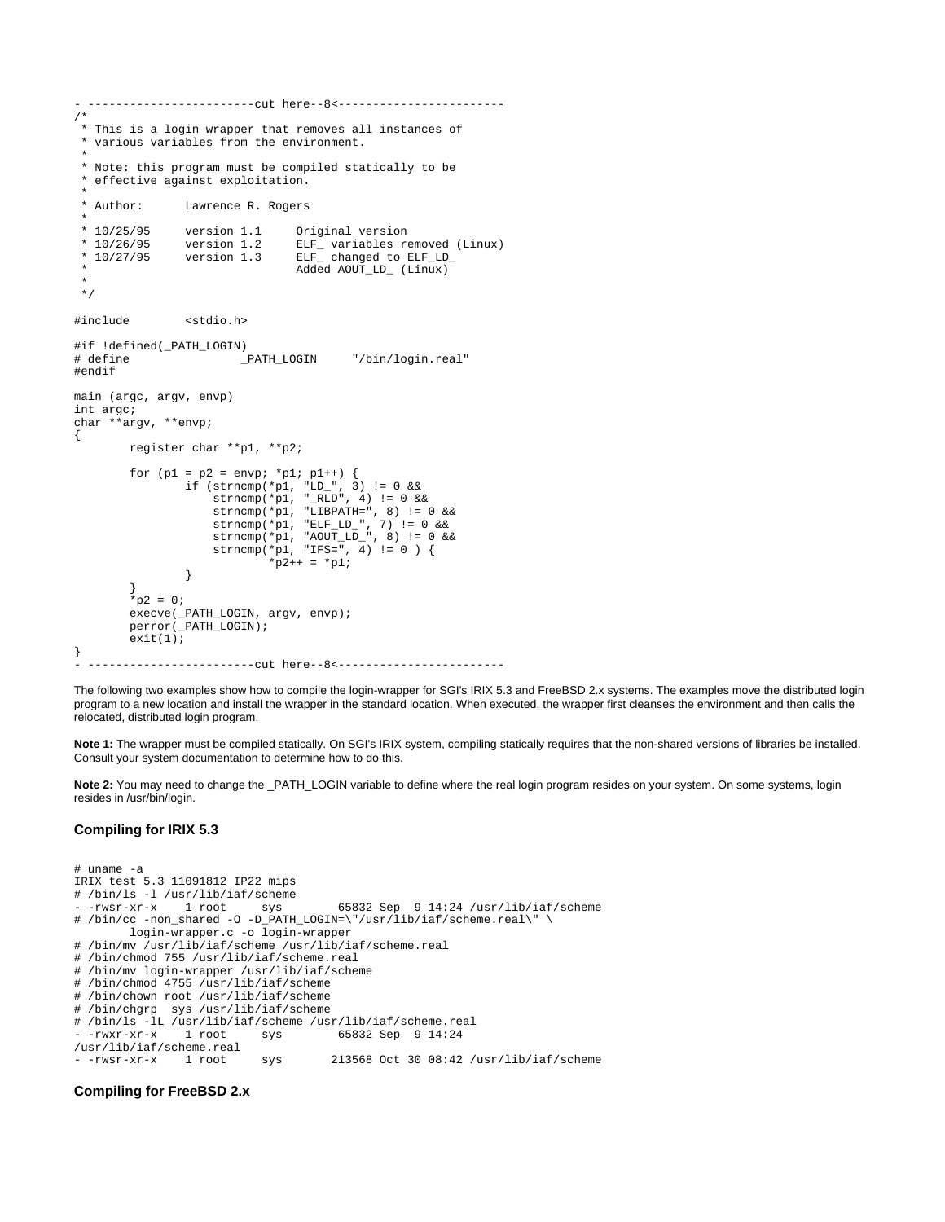```
- ------------------------cut here--8<------------------------
/*
 * This is a login wrapper that removes all instances of
 * various variables from the environment.
 *
 * Note: this program must be compiled statically to be
 * effective against exploitation.
 *
 * Author:      Lawrence R. Rogers
 *
 * 10/25/95     version 1.1     Original version
 * 10/26/95     version 1.2     ELF_ variables removed (Linux)
 * 10/27/95     version 1.3     ELF_ changed to ELF_LD_
 *                              Added AOUT_LD_ (Linux)
 *
 */

#include        <stdio.h>

#if !defined(_PATH_LOGIN)
# define                _PATH_LOGIN     "/bin/login.real"
#endif

main (argc, argv, envp)
int argc;
char **argv, **envp;
{
        register char **p1, **p2;

        for (p1 = p2 = envp; *p1; p1++) {
                if (strncmp(*p1, "LD_", 3) != 0 &&
                    strncmp(*p1, "_RLD", 4) != 0 &&
                    strncmp(*p1, "LIBPATH=", 8) != 0 &&
                    strncmp(*p1, "ELF_LD_", 7) != 0 &&
                    strncmp(*p1, "AOUT_LD_", 8) != 0 &&
                    strncmp(*p1, "IFS=", 4) != 0 ) {
                            *p2++ = *p1;
                }
        }
        *p2 = 0;
        execve(_PATH_LOGIN, argv, envp);
        perror(_PATH_LOGIN);
        exit(1);
}
- ------------------------cut here--8<------------------------
```

The following two examples show how to compile the login-wrapper for SGI's IRIX 5.3 and FreeBSD 2.x systems. The examples move the distributed login program to a new location and install the wrapper in the standard location. When executed, the wrapper first cleanses the environment and then calls the relocated, distributed login program.

**Note 1:** The wrapper must be compiled statically. On SGI's IRIX system, compiling statically requires that the non-shared versions of libraries be installed. Consult your system documentation to determine how to do this.

**Note 2:** You may need to change the _PATH_LOGIN variable to define where the real login program resides on your system. On some systems, login resides in /usr/bin/login.

### Compiling for IRIX 5.3

```
# uname -a
IRIX test 5.3 11091812 IP22 mips
# /bin/ls -l /usr/lib/iaf/scheme
- -rwsr-xr-x    1 root     sys        65832 Sep  9 14:24 /usr/lib/iaf/scheme
# /bin/cc -non_shared -O -D_PATH_LOGIN=\"/usr/lib/iaf/scheme.real\" \
        login-wrapper.c -o login-wrapper
# /bin/mv /usr/lib/iaf/scheme /usr/lib/iaf/scheme.real
# /bin/chmod 755 /usr/lib/iaf/scheme.real
# /bin/mv login-wrapper /usr/lib/iaf/scheme
# /bin/chmod 4755 /usr/lib/iaf/scheme
# /bin/chown root /usr/lib/iaf/scheme
# /bin/chgrp  sys /usr/lib/iaf/scheme
# /bin/ls -lL /usr/lib/iaf/scheme /usr/lib/iaf/scheme.real
- -rwxr-xr-x    1 root     sys        65832 Sep  9 14:24
/usr/lib/iaf/scheme.real
- -rwsr-xr-x    1 root     sys       213568 Oct 30 08:42 /usr/lib/iaf/scheme
```

### Compiling for FreeBSD 2.x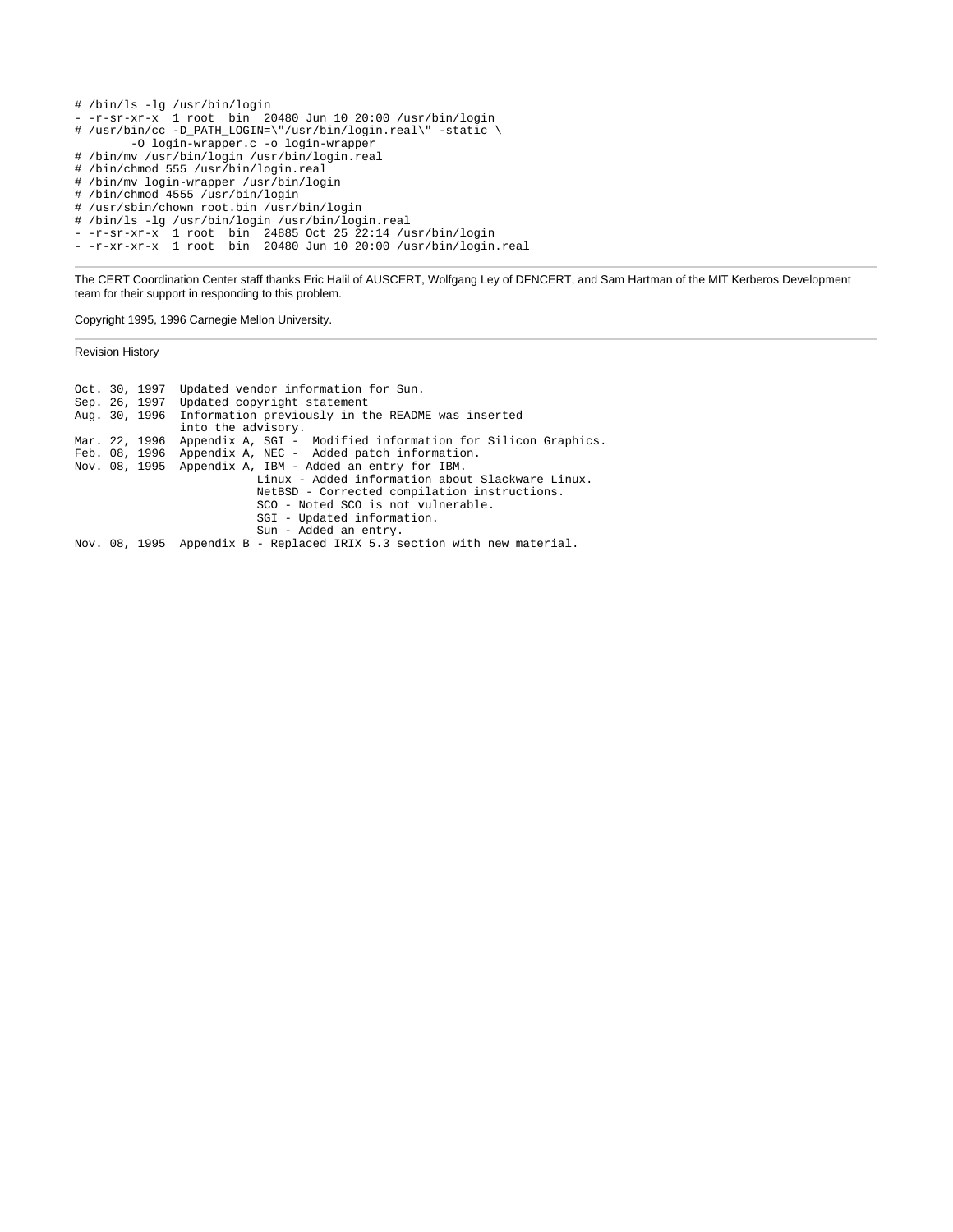```
# /bin/ls -lg /usr/bin/login
- -r-sr-xr-x  1 root  bin  20480 Jun 10 20:00 /usr/bin/login
# /usr/bin/cc -D_PATH_LOGIN=\"/usr/bin/login.real\" -static \
        -O login-wrapper.c -o login-wrapper
# /bin/mv /usr/bin/login /usr/bin/login.real
# /bin/chmod 555 /usr/bin/login.real
# /bin/mv login-wrapper /usr/bin/login
# /bin/chmod 4555 /usr/bin/login
# /usr/sbin/chown root.bin /usr/bin/login
# /bin/ls -lg /usr/bin/login /usr/bin/login.real
- -r-sr-xr-x  1 root  bin  24885 Oct 25 22:14 /usr/bin/login
- -r-xr-xr-x  1 root  bin  20480 Jun 10 20:00 /usr/bin/login.real
```

---

The CERT Coordination Center staff thanks Eric Halil of AUSCERT, Wolfgang Ley of DFNCERT, and Sam Hartman of the MIT Kerberos Development team for their support in responding to this problem.

Copyright 1995, 1996 Carnegie Mellon University.

---

Revision History

```
Oct. 30, 1997  Updated vendor information for Sun.
Sep. 26, 1997  Updated copyright statement
Aug. 30, 1996  Information previously in the README was inserted
               into the advisory.
Mar. 22, 1996  Appendix A, SGI -  Modified information for Silicon Graphics.
Feb. 08, 1996  Appendix A, NEC -  Added patch information.
Nov. 08, 1995  Appendix A, IBM - Added an entry for IBM.
                           Linux - Added information about Slackware Linux.
                           NetBSD - Corrected compilation instructions.
                           SCO - Noted SCO is not vulnerable.
                           SGI - Updated information.
                           Sun - Added an entry.
Nov. 08, 1995  Appendix B - Replaced IRIX 5.3 section with new material.
```